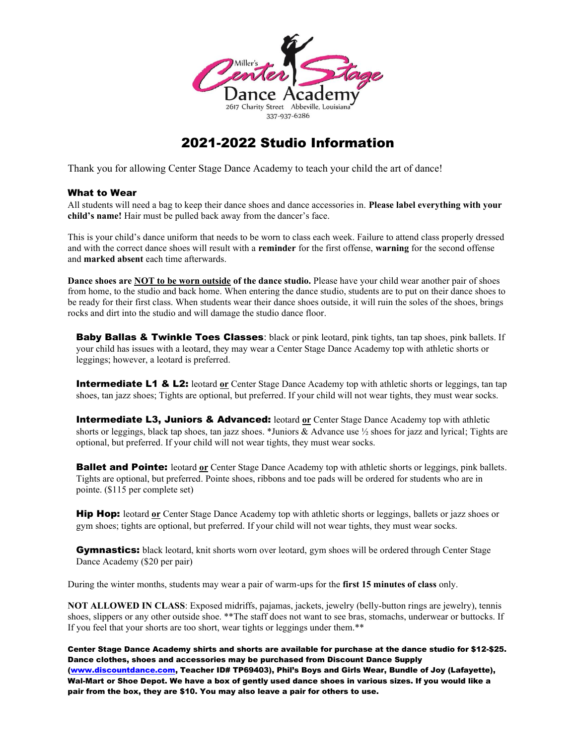Miller's Center Stage Dance Academy
2617 Charity Street Abbeville, Louisiana
337-937-6286

# 2021-2022 Studio Information

Thank you for allowing Center Stage Dance Academy to teach your child the art of dance!

### What to Wear

All students will need a bag to keep their dance shoes and dance accessories in. **Please label everything with your child's name!** Hair must be pulled back away from the dancer's face.

This is your child's dance uniform that needs to be worn to class each week. Failure to attend class properly dressed and with the correct dance shoes will result with a **reminder** for the first offense, **warning** for the second offense and **marked absent** each time afterwards.

**Dance shoes are <u>NOT to be worn outside</u> of the dance studio.** Please have your child wear another pair of shoes from home, to the studio and back home. When entering the dance studio, students are to put on their dance shoes to be ready for their first class. When students wear their dance shoes outside, it will ruin the soles of the shoes, brings rocks and dirt into the studio and will damage the studio dance floor.

**Baby Ballas & Twinkle Toes Classes**: black or pink leotard, pink tights, tan tap shoes, pink ballets. If your child has issues with a leotard, they may wear a Center Stage Dance Academy top with athletic shorts or leggings; however, a leotard is preferred.

**Intermediate L1 & L2:** leotard **<u>or</u>** Center Stage Dance Academy top with athletic shorts or leggings, tan tap shoes, tan jazz shoes; Tights are optional, but preferred. If your child will not wear tights, they must wear socks.

**Intermediate L3, Juniors & Advanced:** leotard **<u>or</u>** Center Stage Dance Academy top with athletic shorts or leggings, black tap shoes, tan jazz shoes. *Juniors & Advance use ½ shoes for jazz and lyrical; Tights are optional, but preferred. If your child will not wear tights, they must wear socks.

**Ballet and Pointe:** leotard **<u>or</u>** Center Stage Dance Academy top with athletic shorts or leggings, pink ballets. Tights are optional, but preferred. Pointe shoes, ribbons and toe pads will be ordered for students who are in pointe. ($115 per complete set)

**Hip Hop:** leotard **<u>or</u>** Center Stage Dance Academy top with athletic shorts or leggings, ballets or jazz shoes or gym shoes; tights are optional, but preferred. If your child will not wear tights, they must wear socks.

**Gymnastics:** black leotard, knit shorts worn over leotard, gym shoes will be ordered through Center Stage Dance Academy ($20 per pair)

During the winter months, students may wear a pair of warm-ups for the **first 15 minutes of class** only.

**NOT ALLOWED IN CLASS**: Exposed midriffs, pajamas, jackets, jewelry (belly-button rings are jewelry), tennis shoes, slippers or any other outside shoe. **The staff does not want to see bras, stomachs, underwear or buttocks. If If you feel that your shorts are too short, wear tights or leggings under them.**

**Center Stage Dance Academy shirts and shorts are available for purchase at the dance studio for $12-$25. Dance clothes, shoes and accessories may be purchased from Discount Dance Supply (www.discountdance.com, Teacher ID# TP69403), Phil's Boys and Girls Wear, Bundle of Joy (Lafayette), Wal-Mart or Shoe Depot. We have a box of gently used dance shoes in various sizes. If you would like a pair from the box, they are $10. You may also leave a pair for others to use.**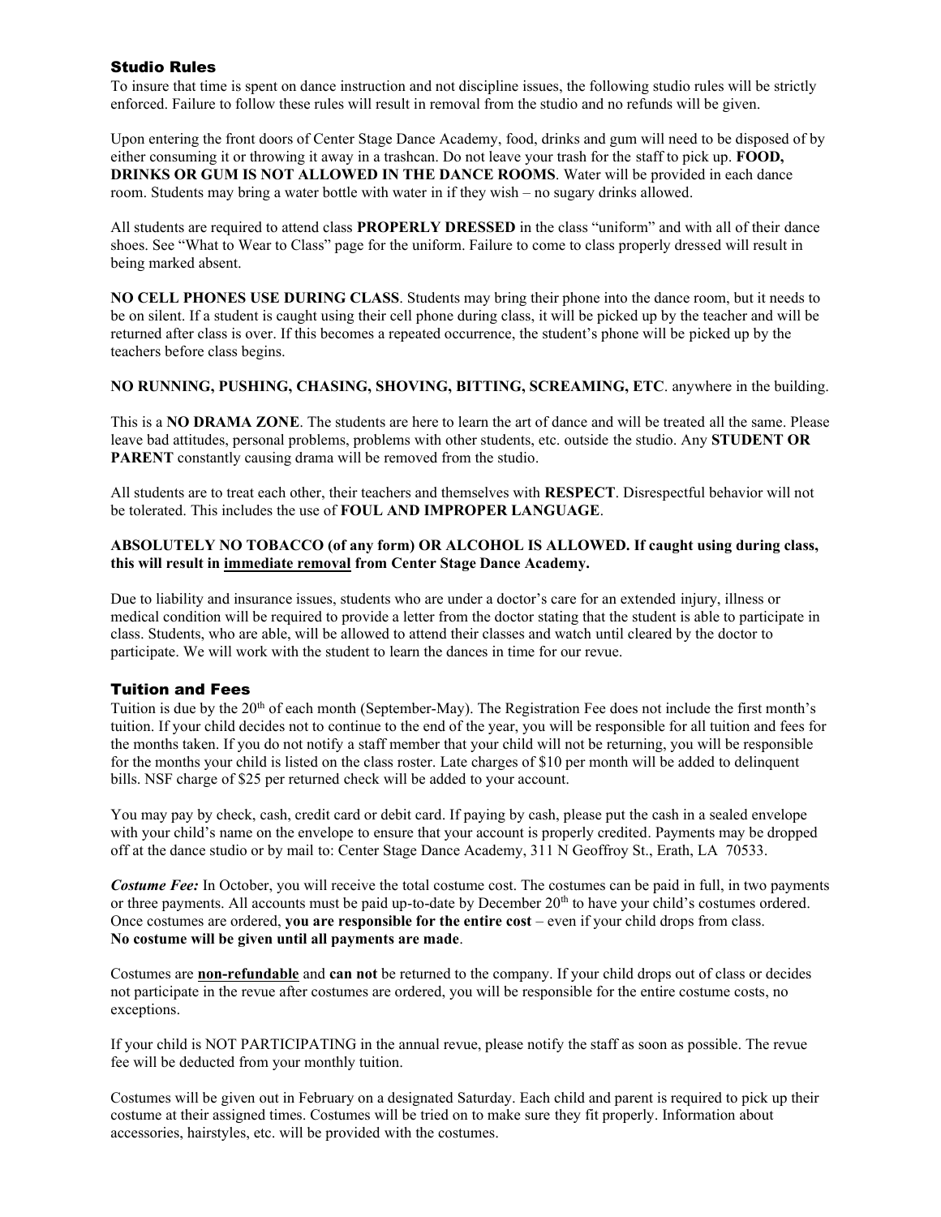## Studio Rules

To insure that time is spent on dance instruction and not discipline issues, the following studio rules will be strictly enforced. Failure to follow these rules will result in removal from the studio and no refunds will be given.

Upon entering the front doors of Center Stage Dance Academy, food, drinks and gum will need to be disposed of by either consuming it or throwing it away in a trashcan. Do not leave your trash for the staff to pick up. **FOOD, DRINKS OR GUM IS NOT ALLOWED IN THE DANCE ROOMS**. Water will be provided in each dance room. Students may bring a water bottle with water in if they wish – no sugary drinks allowed.

All students are required to attend class **PROPERLY DRESSED** in the class "uniform" and with all of their dance shoes. See "What to Wear to Class" page for the uniform. Failure to come to class properly dressed will result in being marked absent.

**NO CELL PHONES USE DURING CLASS**. Students may bring their phone into the dance room, but it needs to be on silent. If a student is caught using their cell phone during class, it will be picked up by the teacher and will be returned after class is over. If this becomes a repeated occurrence, the student's phone will be picked up by the teachers before class begins.

**NO RUNNING, PUSHING, CHASING, SHOVING, BITTING, SCREAMING, ETC**. anywhere in the building.

This is a **NO DRAMA ZONE**. The students are here to learn the art of dance and will be treated all the same. Please leave bad attitudes, personal problems, problems with other students, etc. outside the studio. Any **STUDENT OR PARENT** constantly causing drama will be removed from the studio.

All students are to treat each other, their teachers and themselves with **RESPECT**. Disrespectful behavior will not be tolerated. This includes the use of **FOUL AND IMPROPER LANGUAGE**.

**ABSOLUTELY NO TOBACCO (of any form) OR ALCOHOL IS ALLOWED. If caught using during class, this will result in <u>immediate removal</u> from Center Stage Dance Academy.**

Due to liability and insurance issues, students who are under a doctor's care for an extended injury, illness or medical condition will be required to provide a letter from the doctor stating that the student is able to participate in class. Students, who are able, will be allowed to attend their classes and watch until cleared by the doctor to participate. We will work with the student to learn the dances in time for our revue.

## Tuition and Fees

Tuition is due by the 20th of each month (September-May). The Registration Fee does not include the first month's tuition. If your child decides not to continue to the end of the year, you will be responsible for all tuition and fees for the months taken. If you do not notify a staff member that your child will not be returning, you will be responsible for the months your child is listed on the class roster. Late charges of $10 per month will be added to delinquent bills. NSF charge of $25 per returned check will be added to your account.

You may pay by check, cash, credit card or debit card. If paying by cash, please put the cash in a sealed envelope with your child's name on the envelope to ensure that your account is properly credited. Payments may be dropped off at the dance studio or by mail to: Center Stage Dance Academy, 311 N Geoffroy St., Erath, LA 70533.

***Costume Fee:*** In October, you will receive the total costume cost. The costumes can be paid in full, in two payments or three payments. All accounts must be paid up-to-date by December 20th to have your child's costumes ordered. Once costumes are ordered, **you are responsible for the entire cost** – even if your child drops from class. **No costume will be given until all payments are made**.

Costumes are ***<u>non-refundable</u>*** and **can not** be returned to the company. If your child drops out of class or decides not participate in the revue after costumes are ordered, you will be responsible for the entire costume costs, no exceptions.

If your child is NOT PARTICIPATING in the annual revue, please notify the staff as soon as possible. The revue fee will be deducted from your monthly tuition.

Costumes will be given out in February on a designated Saturday. Each child and parent is required to pick up their costume at their assigned times. Costumes will be tried on to make sure they fit properly. Information about accessories, hairstyles, etc. will be provided with the costumes.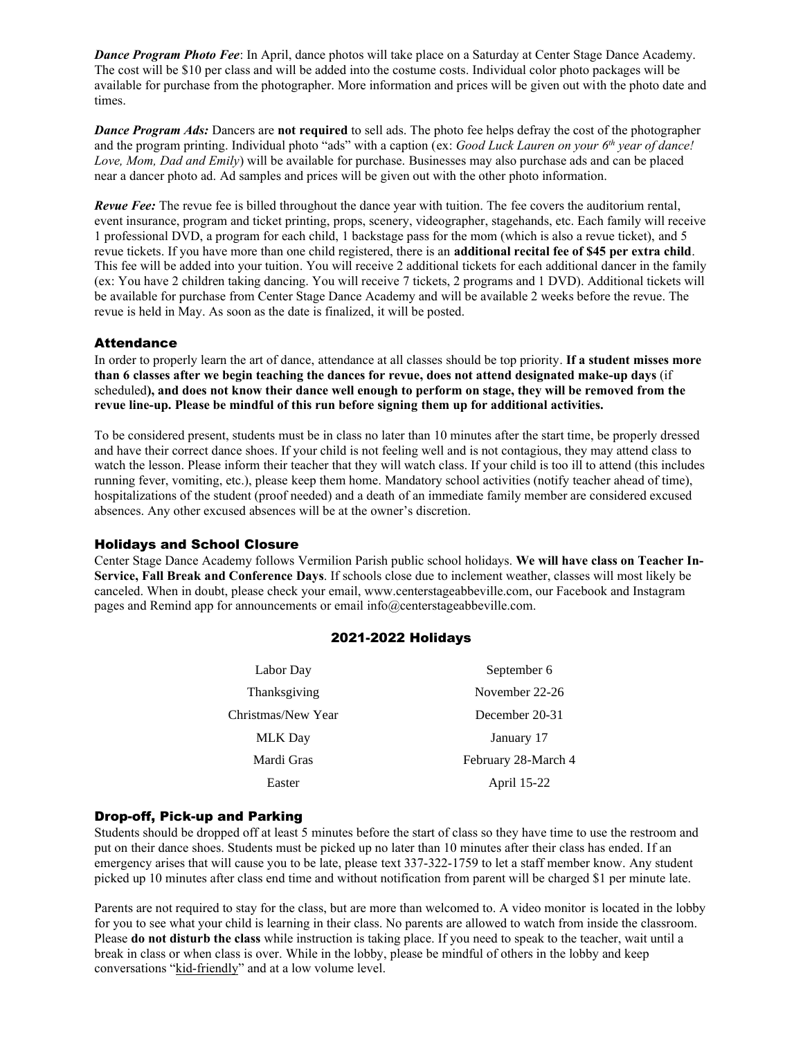***Dance Program Photo Fee***: In April, dance photos will take place on a Saturday at Center Stage Dance Academy. The cost will be $10 per class and will be added into the costume costs. Individual color photo packages will be available for purchase from the photographer. More information and prices will be given out with the photo date and times.

***Dance Program Ads:*** Dancers are **not required** to sell ads. The photo fee helps defray the cost of the photographer and the program printing. Individual photo "ads" with a caption (ex: *Good Luck Lauren on your 6th year of dance! Love, Mom, Dad and Emily*) will be available for purchase. Businesses may also purchase ads and can be placed near a dancer photo ad. Ad samples and prices will be given out with the other photo information.

***Revue Fee:*** The revue fee is billed throughout the dance year with tuition. The fee covers the auditorium rental, event insurance, program and ticket printing, props, scenery, videographer, stagehands, etc. Each family will receive 1 professional DVD, a program for each child, 1 backstage pass for the mom (which is also a revue ticket), and 5 revue tickets. If you have more than one child registered, there is an **additional recital fee of $45 per extra child**. This fee will be added into your tuition. You will receive 2 additional tickets for each additional dancer in the family (ex: You have 2 children taking dancing. You will receive 7 tickets, 2 programs and 1 DVD). Additional tickets will be available for purchase from Center Stage Dance Academy and will be available 2 weeks before the revue. The revue is held in May. As soon as the date is finalized, it will be posted.

### Attendance

In order to properly learn the art of dance, attendance at all classes should be top priority. **If a student misses more than 6 classes after we begin teaching the dances for revue, does not attend designated make-up days** (if scheduled)**, and does not know their dance well enough to perform on stage, they will be removed from the revue line-up. Please be mindful of this run before signing them up for additional activities.**

To be considered present, students must be in class no later than 10 minutes after the start time, be properly dressed and have their correct dance shoes. If your child is not feeling well and is not contagious, they may attend class to watch the lesson. Please inform their teacher that they will watch class. If your child is too ill to attend (this includes running fever, vomiting, etc.), please keep them home. Mandatory school activities (notify teacher ahead of time), hospitalizations of the student (proof needed) and a death of an immediate family member are considered excused absences. Any other excused absences will be at the owner's discretion.

### Holidays and School Closure

Center Stage Dance Academy follows Vermilion Parish public school holidays. **We will have class on Teacher In-Service, Fall Break and Conference Days**. If schools close due to inclement weather, classes will most likely be canceled. When in doubt, please check your email, www.centerstageabbeville.com, our Facebook and Instagram pages and Remind app for announcements or email info@centerstageabbeville.com.

#### 2021-2022 Holidays

| Holiday | Date |
| --- | --- |
| Labor Day | September 6 |
| Thanksgiving | November 22-26 |
| Christmas/New Year | December 20-31 |
| MLK Day | January 17 |
| Mardi Gras | February 28-March 4 |
| Easter | April 15-22 |

### Drop-off, Pick-up and Parking

Students should be dropped off at least 5 minutes before the start of class so they have time to use the restroom and put on their dance shoes. Students must be picked up no later than 10 minutes after their class has ended. If an emergency arises that will cause you to be late, please text 337-322-1759 to let a staff member know. Any student picked up 10 minutes after class end time and without notification from parent will be charged $1 per minute late.

Parents are not required to stay for the class, but are more than welcomed to. A video monitor is located in the lobby for you to see what your child is learning in their class. No parents are allowed to watch from inside the classroom. Please **do not disturb the class** while instruction is taking place. If you need to speak to the teacher, wait until a break in class or when class is over. While in the lobby, please be mindful of others in the lobby and keep conversations "kid-friendly" and at a low volume level.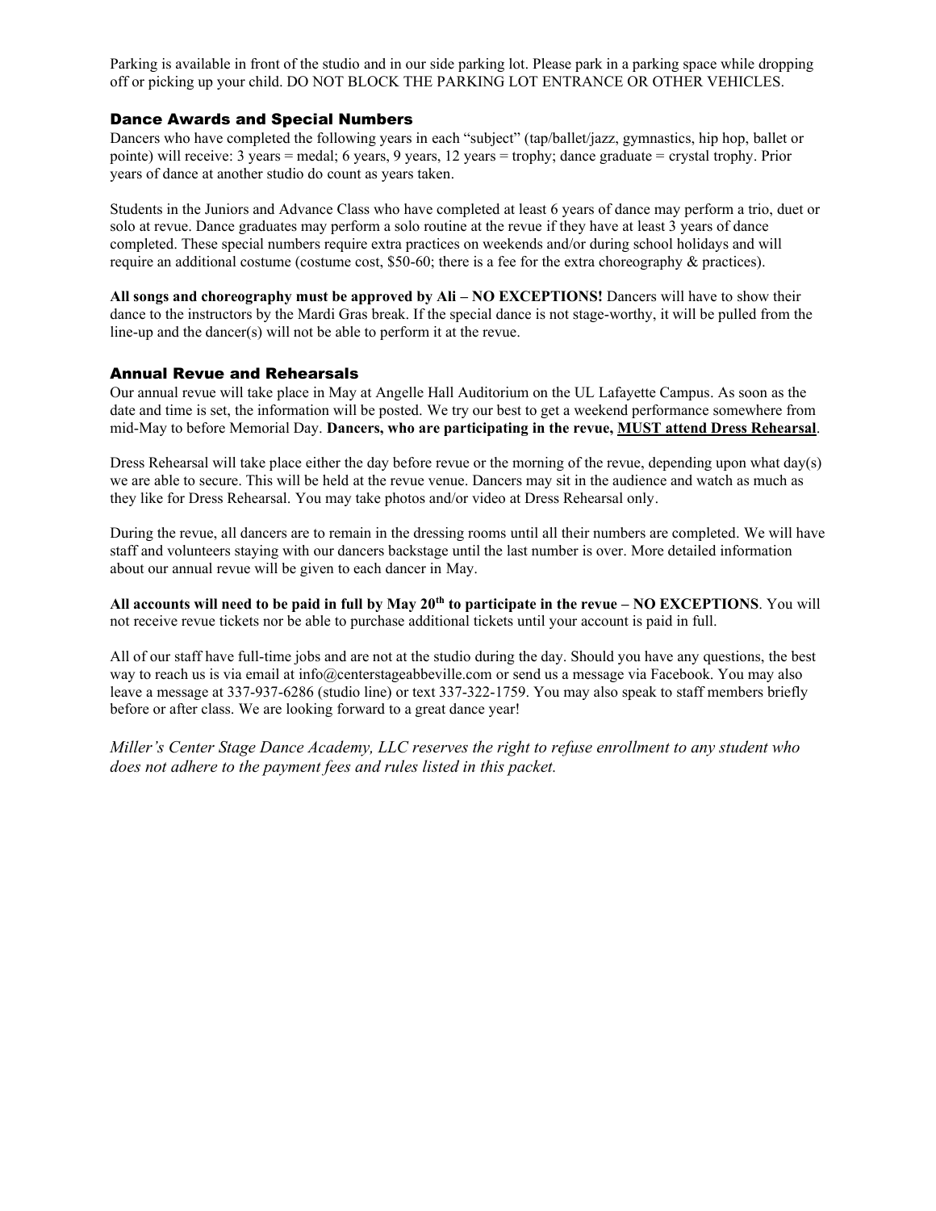Parking is available in front of the studio and in our side parking lot. Please park in a parking space while dropping off or picking up your child. DO NOT BLOCK THE PARKING LOT ENTRANCE OR OTHER VEHICLES.

## Dance Awards and Special Numbers

Dancers who have completed the following years in each "subject" (tap/ballet/jazz, gymnastics, hip hop, ballet or pointe) will receive: 3 years = medal; 6 years, 9 years, 12 years = trophy; dance graduate = crystal trophy. Prior years of dance at another studio do count as years taken.

Students in the Juniors and Advance Class who have completed at least 6 years of dance may perform a trio, duet or solo at revue. Dance graduates may perform a solo routine at the revue if they have at least 3 years of dance completed. These special numbers require extra practices on weekends and/or during school holidays and will require an additional costume (costume cost, $50-60; there is a fee for the extra choreography & practices).

**All songs and choreography must be approved by Ali – NO EXCEPTIONS!** Dancers will have to show their dance to the instructors by the Mardi Gras break. If the special dance is not stage-worthy, it will be pulled from the line-up and the dancer(s) will not be able to perform it at the revue.

## Annual Revue and Rehearsals

Our annual revue will take place in May at Angelle Hall Auditorium on the UL Lafayette Campus. As soon as the date and time is set, the information will be posted. We try our best to get a weekend performance somewhere from mid-May to before Memorial Day. **Dancers, who are participating in the revue, MUST attend Dress Rehearsal**.

Dress Rehearsal will take place either the day before revue or the morning of the revue, depending upon what day(s) we are able to secure. This will be held at the revue venue. Dancers may sit in the audience and watch as much as they like for Dress Rehearsal. You may take photos and/or video at Dress Rehearsal only.

During the revue, all dancers are to remain in the dressing rooms until all their numbers are completed. We will have staff and volunteers staying with our dancers backstage until the last number is over. More detailed information about our annual revue will be given to each dancer in May.

**All accounts will need to be paid in full by May 20th to participate in the revue – NO EXCEPTIONS**. You will not receive revue tickets nor be able to purchase additional tickets until your account is paid in full.

All of our staff have full-time jobs and are not at the studio during the day. Should you have any questions, the best way to reach us is via email at info@centerstageabbeville.com or send us a message via Facebook. You may also leave a message at 337-937-6286 (studio line) or text 337-322-1759. You may also speak to staff members briefly before or after class. We are looking forward to a great dance year!

*Miller's Center Stage Dance Academy, LLC reserves the right to refuse enrollment to any student who does not adhere to the payment fees and rules listed in this packet.*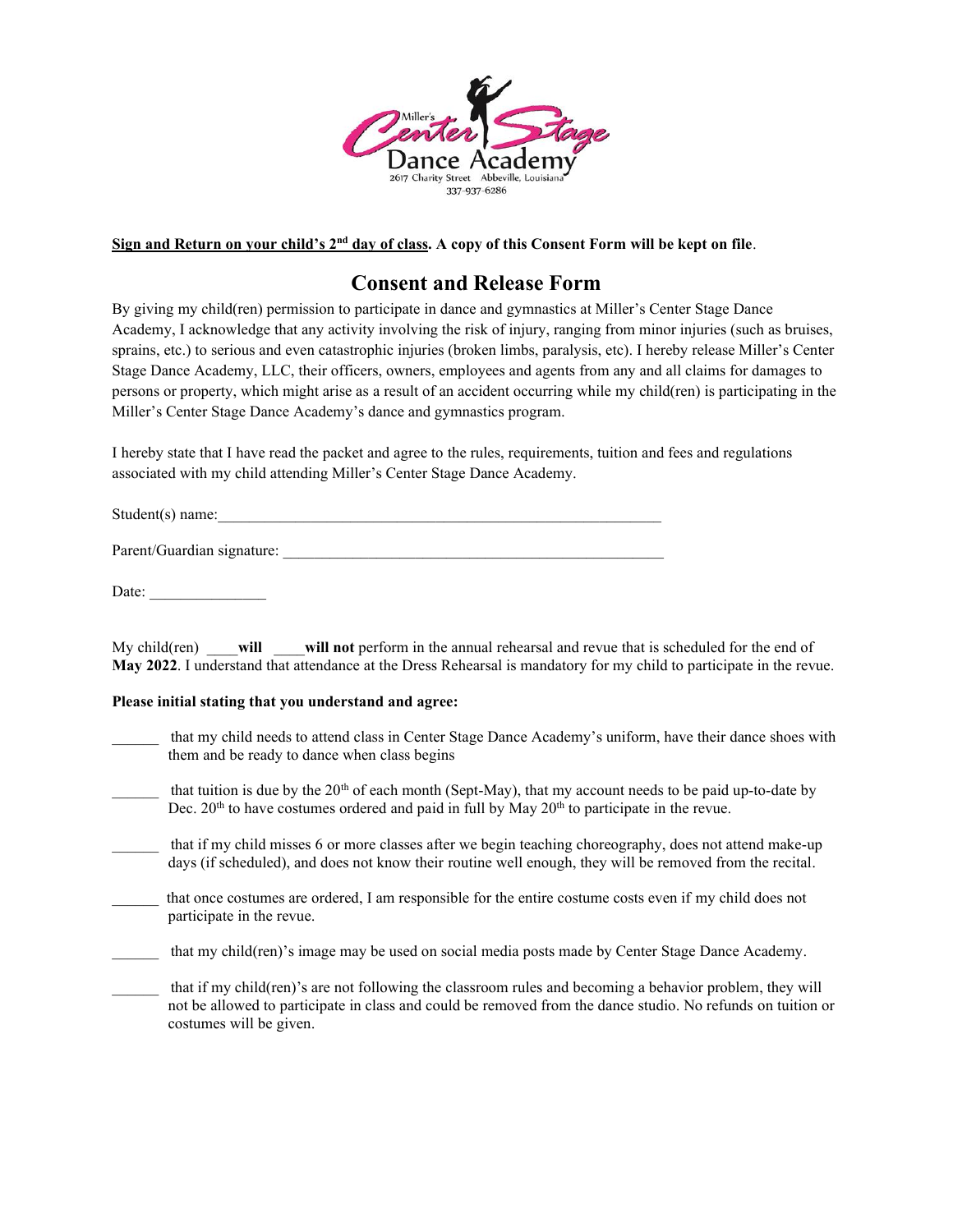Miller's Center Stage Dance Academy
2617 Charity Street Abbeville, Louisiana
337-937-6286

**Sign and Return on your child's 2nd day of class. A copy of this Consent Form will be kept on file**.

# Consent and Release Form

By giving my child(ren) permission to participate in dance and gymnastics at Miller's Center Stage Dance Academy, I acknowledge that any activity involving the risk of injury, ranging from minor injuries (such as bruises, sprains, etc.) to serious and even catastrophic injuries (broken limbs, paralysis, etc). I hereby release Miller's Center Stage Dance Academy, LLC, their officers, owners, employees and agents from any and all claims for damages to persons or property, which might arise as a result of an accident occurring while my child(ren) is participating in the Miller's Center Stage Dance Academy's dance and gymnastics program.

I hereby state that I have read the packet and agree to the rules, requirements, tuition and fees and regulations associated with my child attending Miller's Center Stage Dance Academy.

Student(s) name:___________________________________________________________

Parent/Guardian signature: ____________________________________________________

Date: _______________

My child(ren) ____**will** ____**will not** perform in the annual rehearsal and revue that is scheduled for the end of **May 2022**. I understand that attendance at the Dress Rehearsal is mandatory for my child to participate in the revue.

**Please initial stating that you understand and agree:**

______ that my child needs to attend class in Center Stage Dance Academy's uniform, have their dance shoes with them and be ready to dance when class begins

______ that tuition is due by the 20th of each month (Sept-May), that my account needs to be paid up-to-date by Dec. 20th to have costumes ordered and paid in full by May 20th to participate in the revue.

______ that if my child misses 6 or more classes after we begin teaching choreography, does not attend make-up days (if scheduled), and does not know their routine well enough, they will be removed from the recital.

______ that once costumes are ordered, I am responsible for the entire costume costs even if my child does not participate in the revue.

______ that my child(ren)'s image may be used on social media posts made by Center Stage Dance Academy.

______ that if my child(ren)'s are not following the classroom rules and becoming a behavior problem, they will not be allowed to participate in class and could be removed from the dance studio. No refunds on tuition or costumes will be given.